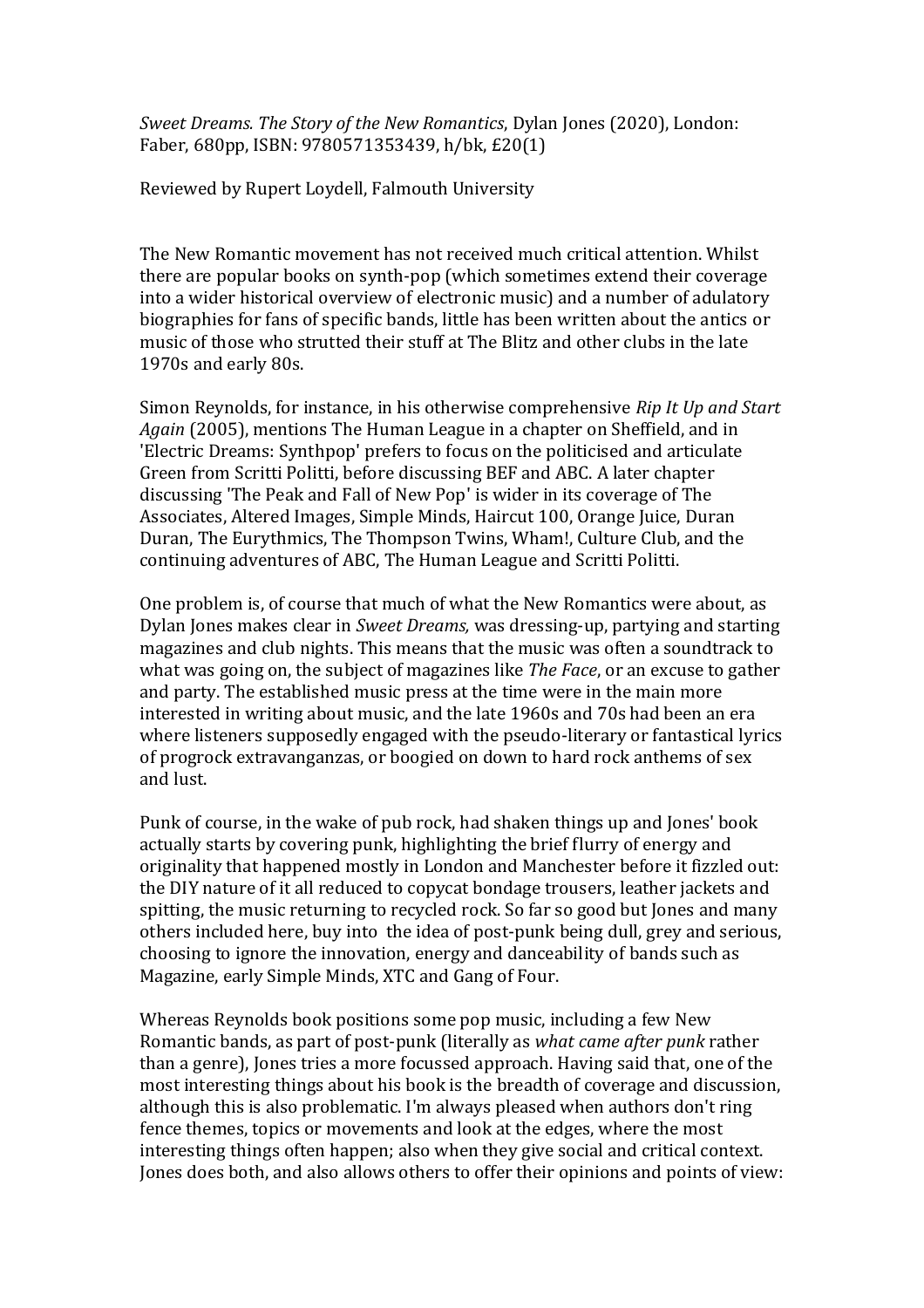*Sweet Dreams. The Story of the New Romantics*, Dylan Jones (2020), London: Faber, 680pp, ISBN: 9780571353439, h/bk, £20(1)

Reviewed by Rupert Loydell, Falmouth University

The New Romantic movement has not received much critical attention. Whilst there are popular books on synth-pop (which sometimes extend their coverage into a wider historical overview of electronic music) and a number of adulatory biographies for fans of specific bands, little has been written about the antics or music of those who strutted their stuff at The Blitz and other clubs in the late 1970s and early 80s.

Simon Reynolds, for instance, in his otherwise comprehensive *Rip It Up and Start Again* (2005), mentions The Human League in a chapter on Sheffield, and in 'Electric Dreams: Synthpop' prefers to focus on the politicised and articulate Green from Scritti Politti, before discussing BEF and ABC. A later chapter discussing 'The Peak and Fall of New Pop' is wider in its coverage of The Associates, Altered Images, Simple Minds, Haircut 100, Orange Juice, Duran Duran, The Eurythmics, The Thompson Twins, Wham!, Culture Club, and the continuing adventures of ABC, The Human League and Scritti Politti.

One problem is, of course that much of what the New Romantics were about, as Dylan Jones makes clear in *Sweet Dreams,* was dressing-up, partying and starting magazines and club nights. This means that the music was often a soundtrack to what was going on, the subject of magazines like *The Face*, or an excuse to gather and party. The established music press at the time were in the main more interested in writing about music, and the late 1960s and 70s had been an era where listeners supposedly engaged with the pseudo-literary or fantastical lyrics of progrock extravanganzas, or boogied on down to hard rock anthems of sex and lust.

Punk of course, in the wake of pub rock, had shaken things up and Jones' book actually starts by covering punk, highlighting the brief flurry of energy and originality that happened mostly in London and Manchester before it fizzled out: the DIY nature of it all reduced to copycat bondage trousers, leather jackets and spitting, the music returning to recycled rock. So far so good but Jones and many others included here, buy into the idea of post-punk being dull, grey and serious, choosing to ignore the innovation, energy and danceability of bands such as Magazine, early Simple Minds, XTC and Gang of Four.

Whereas Reynolds book positions some pop music, including a few New Romantic bands, as part of post-punk (literally as *what came after punk* rather than a genre), Jones tries a more focussed approach. Having said that, one of the most interesting things about his book is the breadth of coverage and discussion, although this is also problematic. I'm always pleased when authors don't ring fence themes, topics or movements and look at the edges, where the most interesting things often happen; also when they give social and critical context. Jones does both, and also allows others to offer their opinions and points of view: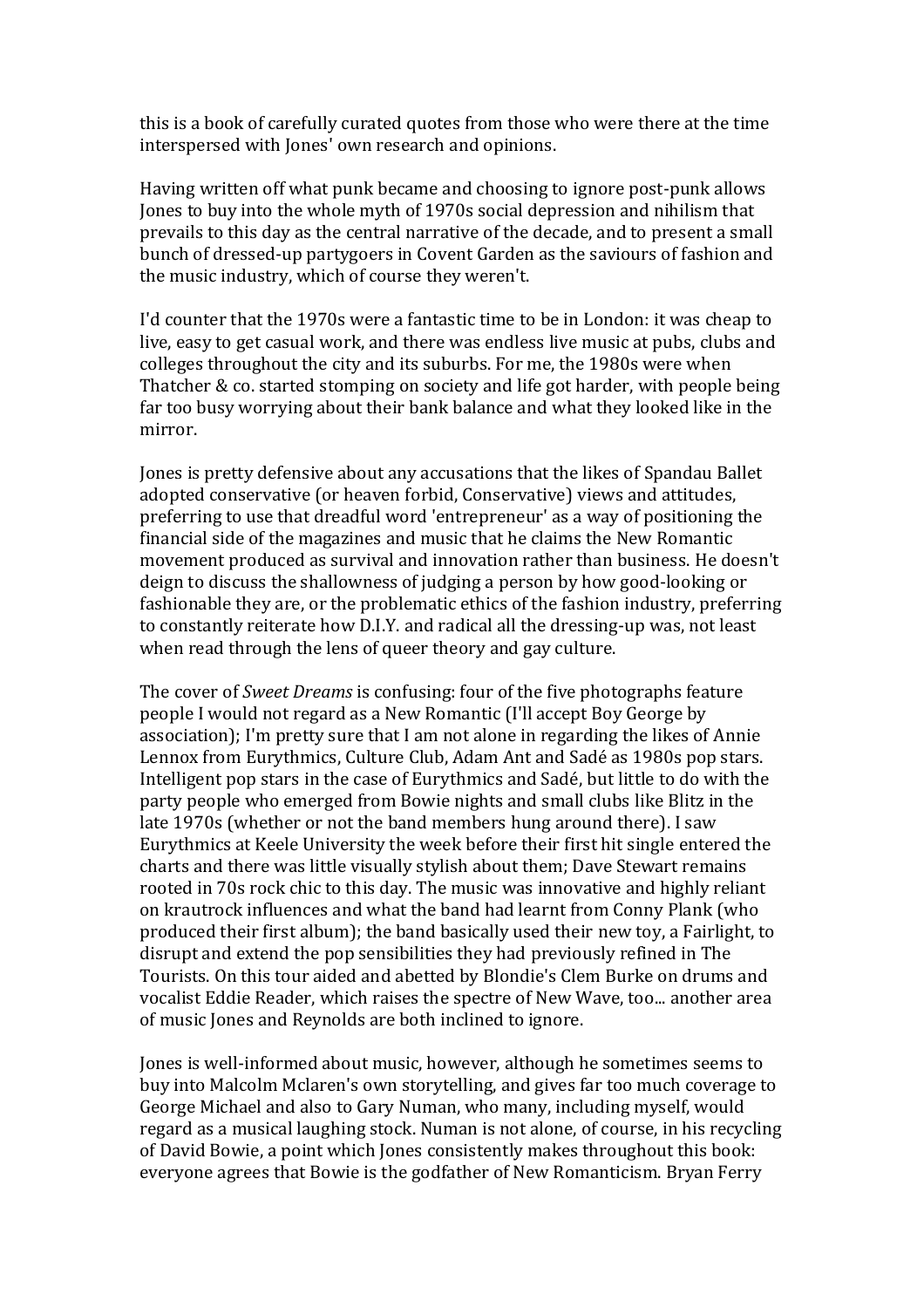this is a book of carefully curated quotes from those who were there at the time interspersed with Jones' own research and opinions.

Having written off what punk became and choosing to ignore post-punk allows Jones to buy into the whole myth of 1970s social depression and nihilism that prevails to this day as the central narrative of the decade, and to present a small bunch of dressed-up partygoers in Covent Garden as the saviours of fashion and the music industry, which of course they weren't.

I'd counter that the 1970s were a fantastic time to be in London: it was cheap to live, easy to get casual work, and there was endless live music at pubs, clubs and colleges throughout the city and its suburbs. For me, the 1980s were when Thatcher & co. started stomping on society and life got harder, with people being far too busy worrying about their bank balance and what they looked like in the mirror.

Jones is pretty defensive about any accusations that the likes of Spandau Ballet adopted conservative (or heaven forbid, Conservative) views and attitudes, preferring to use that dreadful word 'entrepreneur' as a way of positioning the financial side of the magazines and music that he claims the New Romantic movement produced as survival and innovation rather than business. He doesn't deign to discuss the shallowness of judging a person by how good-looking or fashionable they are, or the problematic ethics of the fashion industry, preferring to constantly reiterate how D.I.Y. and radical all the dressing-up was, not least when read through the lens of queer theory and gay culture.

The cover of *Sweet Dreams* is confusing: four of the five photographs feature people I would not regard as a New Romantic (I'll accept Boy George by association); I'm pretty sure that I am not alone in regarding the likes of Annie Lennox from Eurythmics, Culture Club, Adam Ant and Sadé as 1980s pop stars. Intelligent pop stars in the case of Eurythmics and Sadé, but little to do with the party people who emerged from Bowie nights and small clubs like Blitz in the late 1970s (whether or not the band members hung around there). I saw Eurythmics at Keele University the week before their first hit single entered the charts and there was little visually stylish about them; Dave Stewart remains rooted in 70s rock chic to this day. The music was innovative and highly reliant on krautrock influences and what the band had learnt from Conny Plank (who produced their first album); the band basically used their new toy, a Fairlight, to disrupt and extend the pop sensibilities they had previously refined in The Tourists. On this tour aided and abetted by Blondie's Clem Burke on drums and vocalist Eddie Reader, which raises the spectre of New Wave, too... another area of music Jones and Reynolds are both inclined to ignore.

Jones is well-informed about music, however, although he sometimes seems to buy into Malcolm Mclaren's own storytelling, and gives far too much coverage to George Michael and also to Gary Numan, who many, including myself, would regard as a musical laughing stock. Numan is not alone, of course, in his recycling of David Bowie, a point which Jones consistently makes throughout this book: everyone agrees that Bowie is the godfather of New Romanticism. Bryan Ferry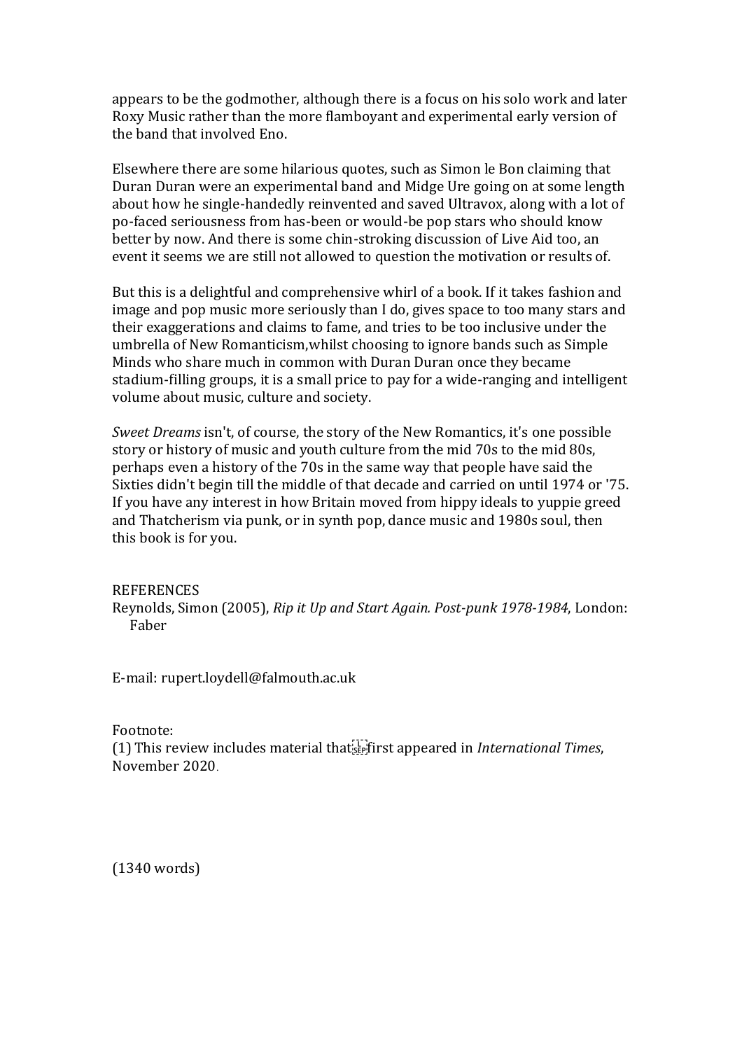appears to be the godmother, although there is a focus on his solo work and later Roxy Music rather than the more flamboyant and experimental early version of the band that involved Eno.

Elsewhere there are some hilarious quotes, such as Simon le Bon claiming that Duran Duran were an experimental band and Midge Ure going on at some length about how he single-handedly reinvented and saved Ultravox, along with a lot of po-faced seriousness from has-been or would-be pop stars who should know better by now. And there is some chin-stroking discussion of Live Aid too, an event it seems we are still not allowed to question the motivation or results of.

But this is a delightful and comprehensive whirl of a book. If it takes fashion and image and pop music more seriously than I do, gives space to too many stars and their exaggerations and claims to fame, and tries to be too inclusive under the umbrella of New Romanticism,whilst choosing to ignore bands such as Simple Minds who share much in common with Duran Duran once they became stadium-filling groups, it is a small price to pay for a wide-ranging and intelligent volume about music, culture and society.

*Sweet Dreams* isn't, of course, the story of the New Romantics, it's one possible story or history of music and youth culture from the mid 70s to the mid 80s, perhaps even a history of the 70s in the same way that people have said the Sixties didn't begin till the middle of that decade and carried on until 1974 or '75. If you have any interest in how Britain moved from hippy ideals to yuppie greed and Thatcherism via punk, or in synth pop, dance music and 1980s soul, then this book is for you.

REFERENCES

Reynolds, Simon (2005), *Rip it Up and Start Again. Post-punk 1978-1984*, London: Faber

E-mail: rupert.loydell@falmouth.ac.uk

Footnote:

(1) This review includes material that first appeared in *International Times*, November 2020.

(1340 words)